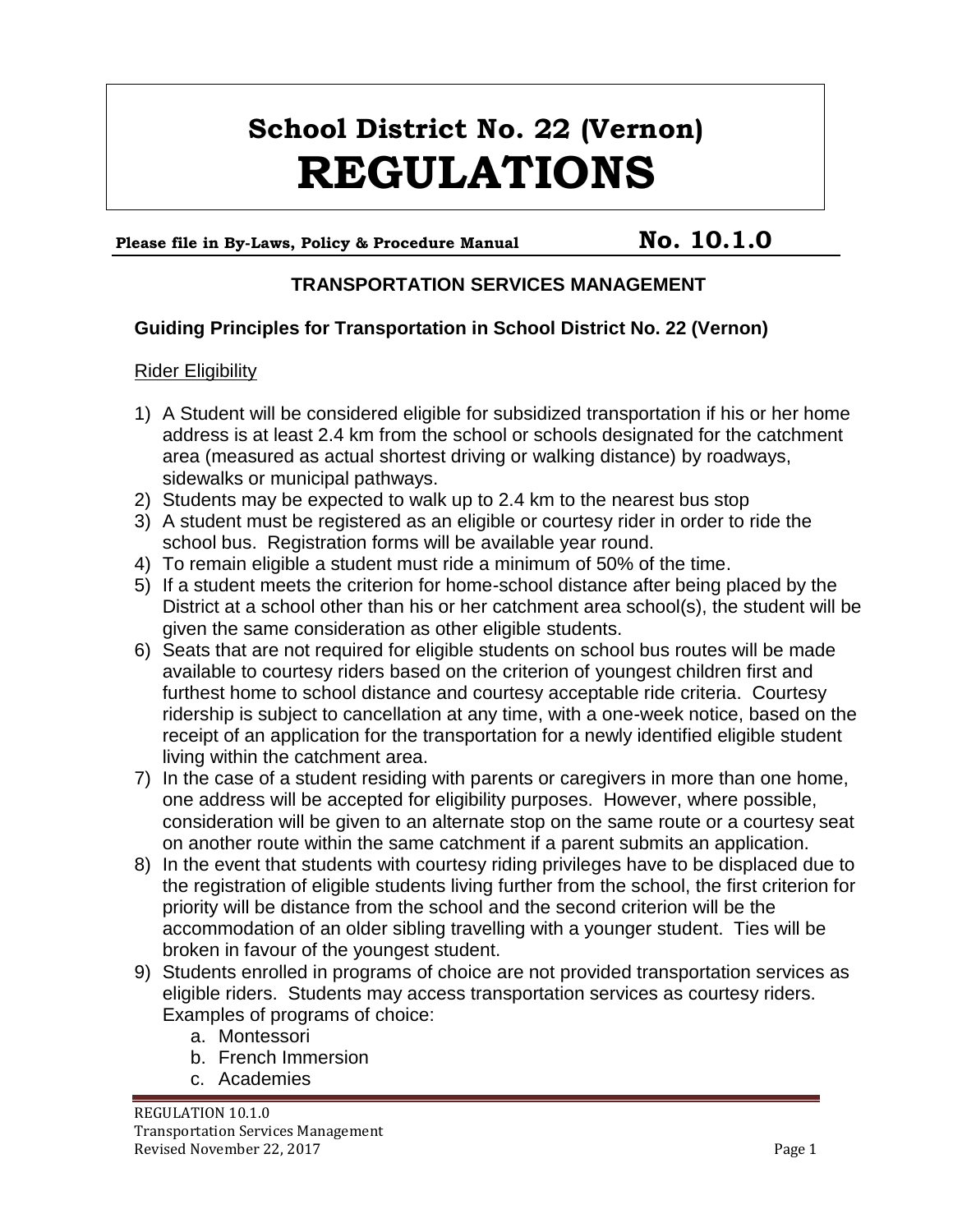# School District No. 22 (Vernon)
# REGULATIONS

**Please file in By-Laws, Policy & Procedure Manual** **No. 10.1.0**

## TRANSPORTATION SERVICES MANAGEMENT

### Guiding Principles for Transportation in School District No. 22 (Vernon)

Rider Eligibility

1) A Student will be considered eligible for subsidized transportation if his or her home address is at least 2.4 km from the school or schools designated for the catchment area (measured as actual shortest driving or walking distance) by roadways, sidewalks or municipal pathways.
2) Students may be expected to walk up to 2.4 km to the nearest bus stop
3) A student must be registered as an eligible or courtesy rider in order to ride the school bus. Registration forms will be available year round.
4) To remain eligible a student must ride a minimum of 50% of the time.
5) If a student meets the criterion for home-school distance after being placed by the District at a school other than his or her catchment area school(s), the student will be given the same consideration as other eligible students.
6) Seats that are not required for eligible students on school bus routes will be made available to courtesy riders based on the criterion of youngest children first and furthest home to school distance and courtesy acceptable ride criteria. Courtesy ridership is subject to cancellation at any time, with a one-week notice, based on the receipt of an application for the transportation for a newly identified eligible student living within the catchment area.
7) In the case of a student residing with parents or caregivers in more than one home, one address will be accepted for eligibility purposes. However, where possible, consideration will be given to an alternate stop on the same route or a courtesy seat on another route within the same catchment if a parent submits an application.
8) In the event that students with courtesy riding privileges have to be displaced due to the registration of eligible students living further from the school, the first criterion for priority will be distance from the school and the second criterion will be the accommodation of an older sibling travelling with a younger student. Ties will be broken in favour of the youngest student.
9) Students enrolled in programs of choice are not provided transportation services as eligible riders. Students may access transportation services as courtesy riders. Examples of programs of choice:
    a. Montessori
    b. French Immersion
    c. Academies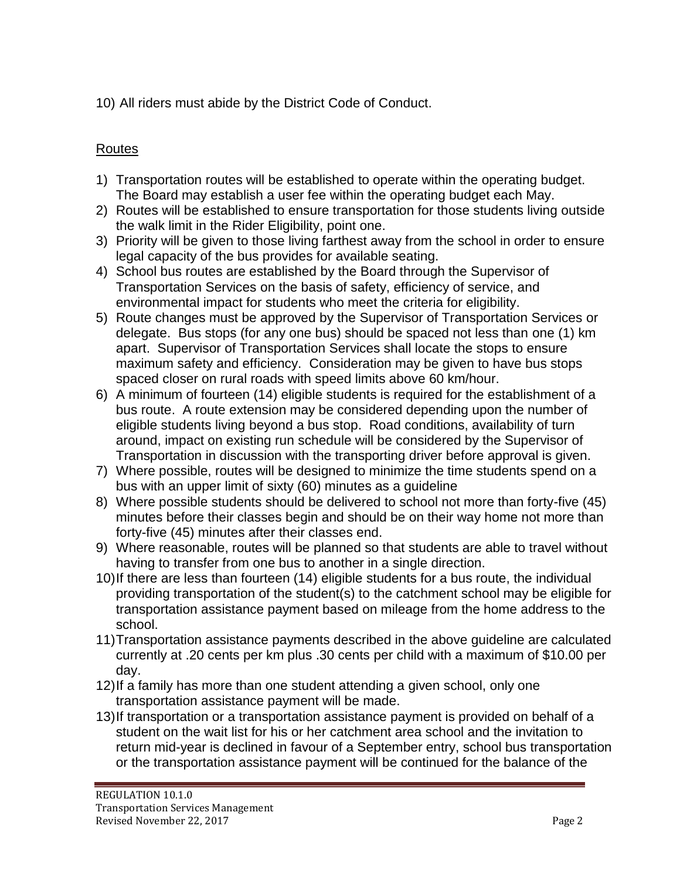10) All riders must abide by the District Code of Conduct.

## <u>Routes</u>

1) Transportation routes will be established to operate within the operating budget. The Board may establish a user fee within the operating budget each May.
2) Routes will be established to ensure transportation for those students living outside the walk limit in the Rider Eligibility, point one.
3) Priority will be given to those living farthest away from the school in order to ensure legal capacity of the bus provides for available seating.
4) School bus routes are established by the Board through the Supervisor of Transportation Services on the basis of safety, efficiency of service, and environmental impact for students who meet the criteria for eligibility.
5) Route changes must be approved by the Supervisor of Transportation Services or delegate. Bus stops (for any one bus) should be spaced not less than one (1) km apart. Supervisor of Transportation Services shall locate the stops to ensure maximum safety and efficiency. Consideration may be given to have bus stops spaced closer on rural roads with speed limits above 60 km/hour.
6) A minimum of fourteen (14) eligible students is required for the establishment of a bus route. A route extension may be considered depending upon the number of eligible students living beyond a bus stop. Road conditions, availability of turn around, impact on existing run schedule will be considered by the Supervisor of Transportation in discussion with the transporting driver before approval is given.
7) Where possible, routes will be designed to minimize the time students spend on a bus with an upper limit of sixty (60) minutes as a guideline
8) Where possible students should be delivered to school not more than forty-five (45) minutes before their classes begin and should be on their way home not more than forty-five (45) minutes after their classes end.
9) Where reasonable, routes will be planned so that students are able to travel without having to transfer from one bus to another in a single direction.
10) If there are less than fourteen (14) eligible students for a bus route, the individual providing transportation of the student(s) to the catchment school may be eligible for transportation assistance payment based on mileage from the home address to the school.
11) Transportation assistance payments described in the above guideline are calculated currently at .20 cents per km plus .30 cents per child with a maximum of $10.00 per day.
12) If a family has more than one student attending a given school, only one transportation assistance payment will be made.
13) If transportation or a transportation assistance payment is provided on behalf of a student on the wait list for his or her catchment area school and the invitation to return mid-year is declined in favour of a September entry, school bus transportation or the transportation assistance payment will be continued for the balance of the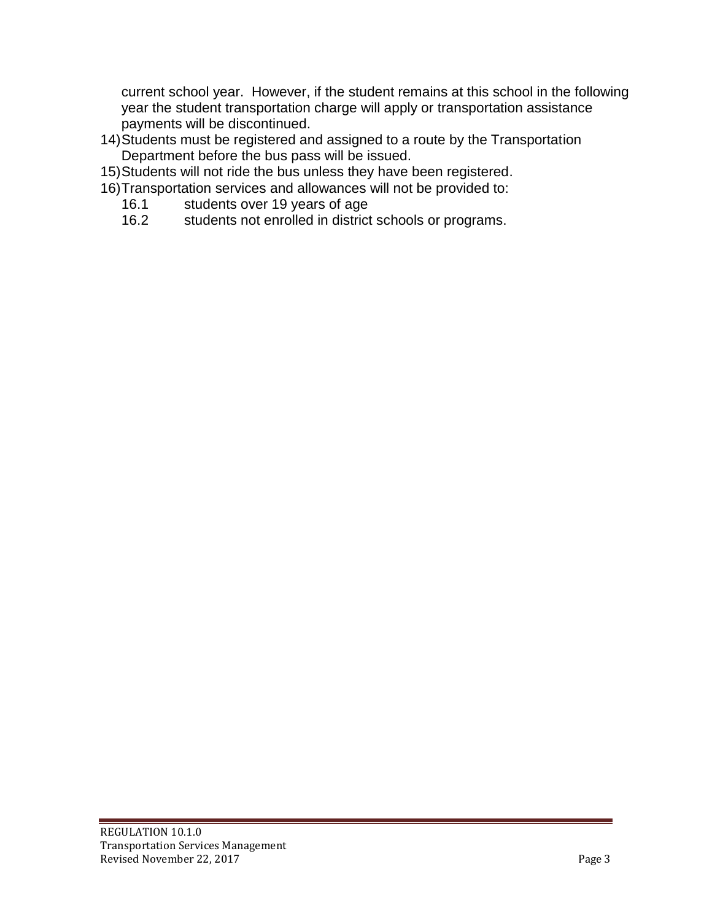current school year. However, if the student remains at this school in the following year the student transportation charge will apply or transportation assistance payments will be discontinued.

14) Students must be registered and assigned to a route by the Transportation Department before the bus pass will be issued.
15) Students will not ride the bus unless they have been registered.
16) Transportation services and allowances will not be provided to:
    - 16.1 students over 19 years of age
    - 16.2 students not enrolled in district schools or programs.